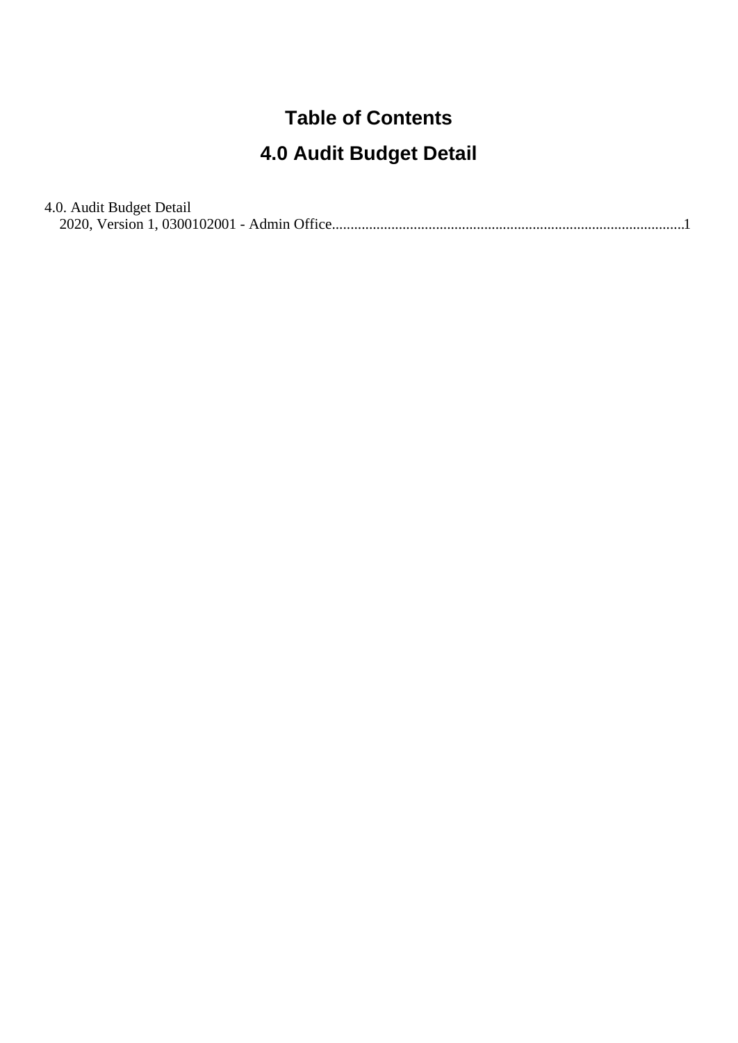# Table of Contents

## 4.0 Audit Budget Detail

4.0. Audit Budget Detail
2020, Version 1, 0300102001 - Admin Office..............................................................................................1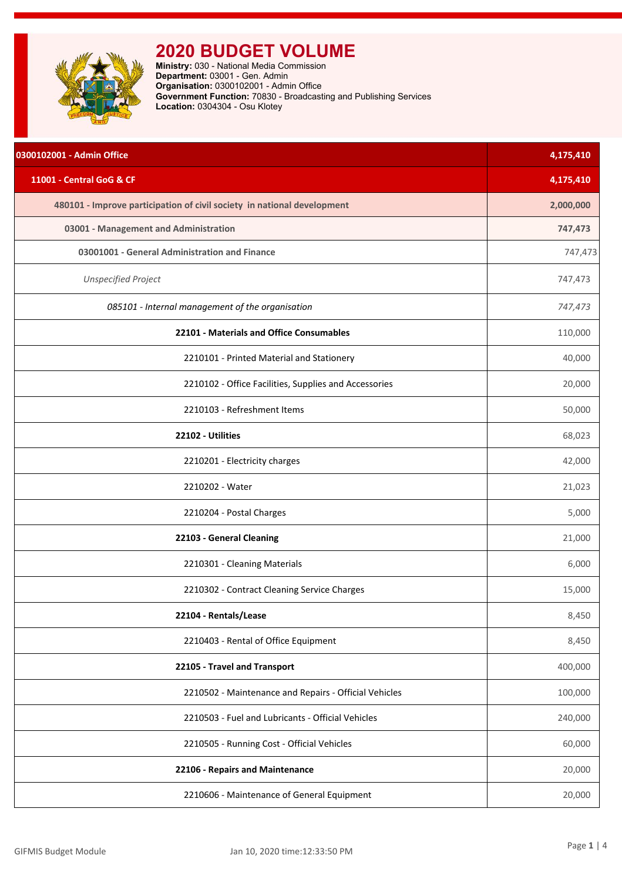# 2020 BUDGET VOLUME

**Ministry:** 030 - National Media Commission
**Department:** 03001 - Gen. Admin
**Organisation:** 0300102001 - Admin Office
**Government Function:** 70830 - Broadcasting and Publishing Services
**Location:** 0304304 - Osu Klotey

| Item | Amount |
|---|---|
| **0300102001 - Admin Office** | **4,175,410** |
| **11001 - Central GoG & CF** | **4,175,410** |
| **480101 - Improve participation of civil society in national development** | **2,000,000** |
| **03001 - Management and Administration** | **747,473** |
| **03001001 - General Administration and Finance** | 747,473 |
| *Unspecified Project* | 747,473 |
| *085101 - Internal management of the organisation* | *747,473* |
| **22101 - Materials and Office Consumables** | 110,000 |
| 2210101 - Printed Material and Stationery | 40,000 |
| 2210102 - Office Facilities, Supplies and Accessories | 20,000 |
| 2210103 - Refreshment Items | 50,000 |
| **22102 - Utilities** | 68,023 |
| 2210201 - Electricity charges | 42,000 |
| 2210202 - Water | 21,023 |
| 2210204 - Postal Charges | 5,000 |
| **22103 - General Cleaning** | 21,000 |
| 2210301 - Cleaning Materials | 6,000 |
| 2210302 - Contract Cleaning Service Charges | 15,000 |
| **22104 - Rentals/Lease** | 8,450 |
| 2210403 - Rental of Office Equipment | 8,450 |
| **22105 - Travel and Transport** | 400,000 |
| 2210502 - Maintenance and Repairs - Official Vehicles | 100,000 |
| 2210503 - Fuel and Lubricants - Official Vehicles | 240,000 |
| 2210505 - Running Cost - Official Vehicles | 60,000 |
| **22106 - Repairs and Maintenance** | 20,000 |
| 2210606 - Maintenance of General Equipment | 20,000 |

GIFMIS Budget Module — Jan 10, 2020 time:12:33:50 PM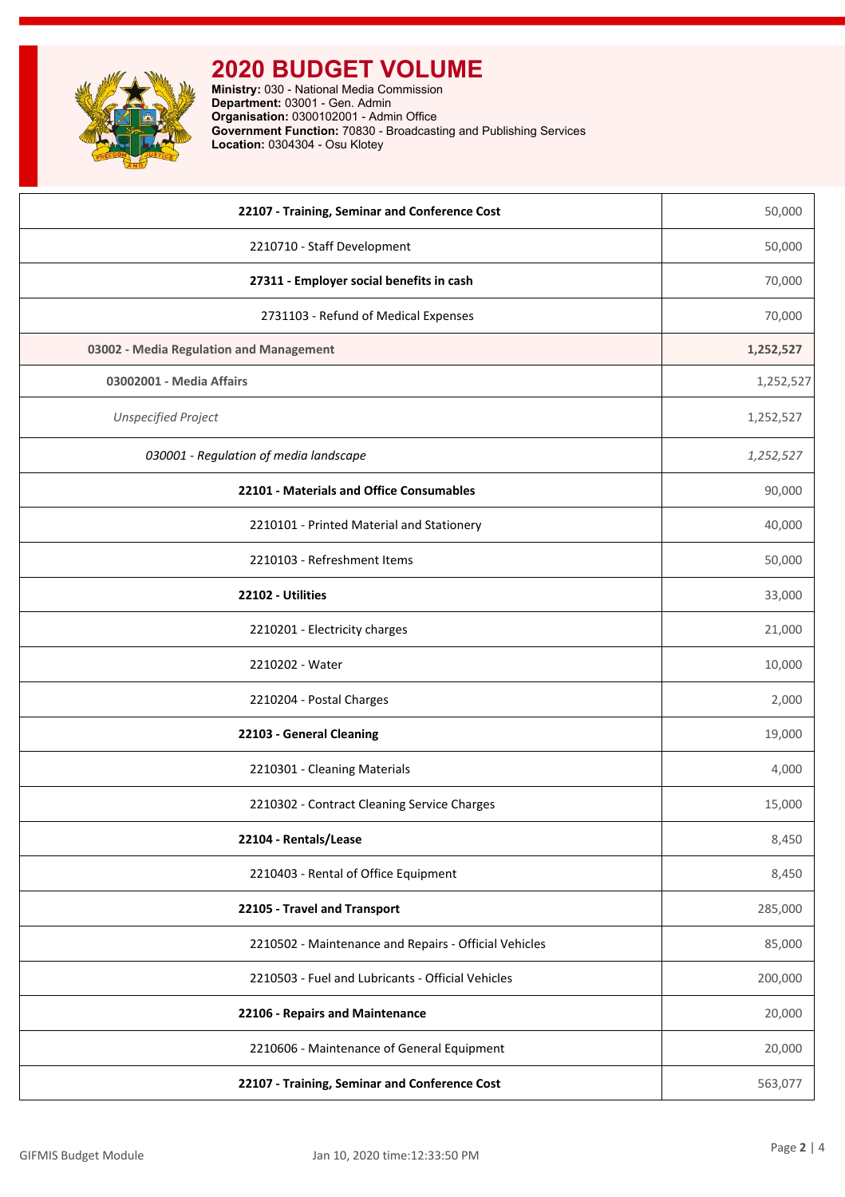# 2020 BUDGET VOLUME

**Ministry:** 030 - National Media Commission
**Department:** 03001 - Gen. Admin
**Organisation:** 0300102001 - Admin Office
**Government Function:** 70830 - Broadcasting and Publishing Services
**Location:** 0304304 - Osu Klotey

| | |
|---|---|
| **22107 - Training, Seminar and Conference Cost** | 50,000 |
| 2210710 - Staff Development | 50,000 |
| **27311 - Employer social benefits in cash** | 70,000 |
| 2731103 - Refund of Medical Expenses | 70,000 |
| **03002 - Media Regulation and Management** | **1,252,527** |
| **03002001 - Media Affairs** | 1,252,527 |
| *Unspecified Project* | 1,252,527 |
| *030001 - Regulation of media landscape* | *1,252,527* |
| **22101 - Materials and Office Consumables** | 90,000 |
| 2210101 - Printed Material and Stationery | 40,000 |
| 2210103 - Refreshment Items | 50,000 |
| **22102 - Utilities** | 33,000 |
| 2210201 - Electricity charges | 21,000 |
| 2210202 - Water | 10,000 |
| 2210204 - Postal Charges | 2,000 |
| **22103 - General Cleaning** | 19,000 |
| 2210301 - Cleaning Materials | 4,000 |
| 2210302 - Contract Cleaning Service Charges | 15,000 |
| **22104 - Rentals/Lease** | 8,450 |
| 2210403 - Rental of Office Equipment | 8,450 |
| **22105 - Travel and Transport** | 285,000 |
| 2210502 - Maintenance and Repairs - Official Vehicles | 85,000 |
| 2210503 - Fuel and Lubricants - Official Vehicles | 200,000 |
| **22106 - Repairs and Maintenance** | 20,000 |
| 2210606 - Maintenance of General Equipment | 20,000 |
| **22107 - Training, Seminar and Conference Cost** | 563,077 |

GIFMIS Budget Module — Jan 10, 2020 time:12:33:50 PM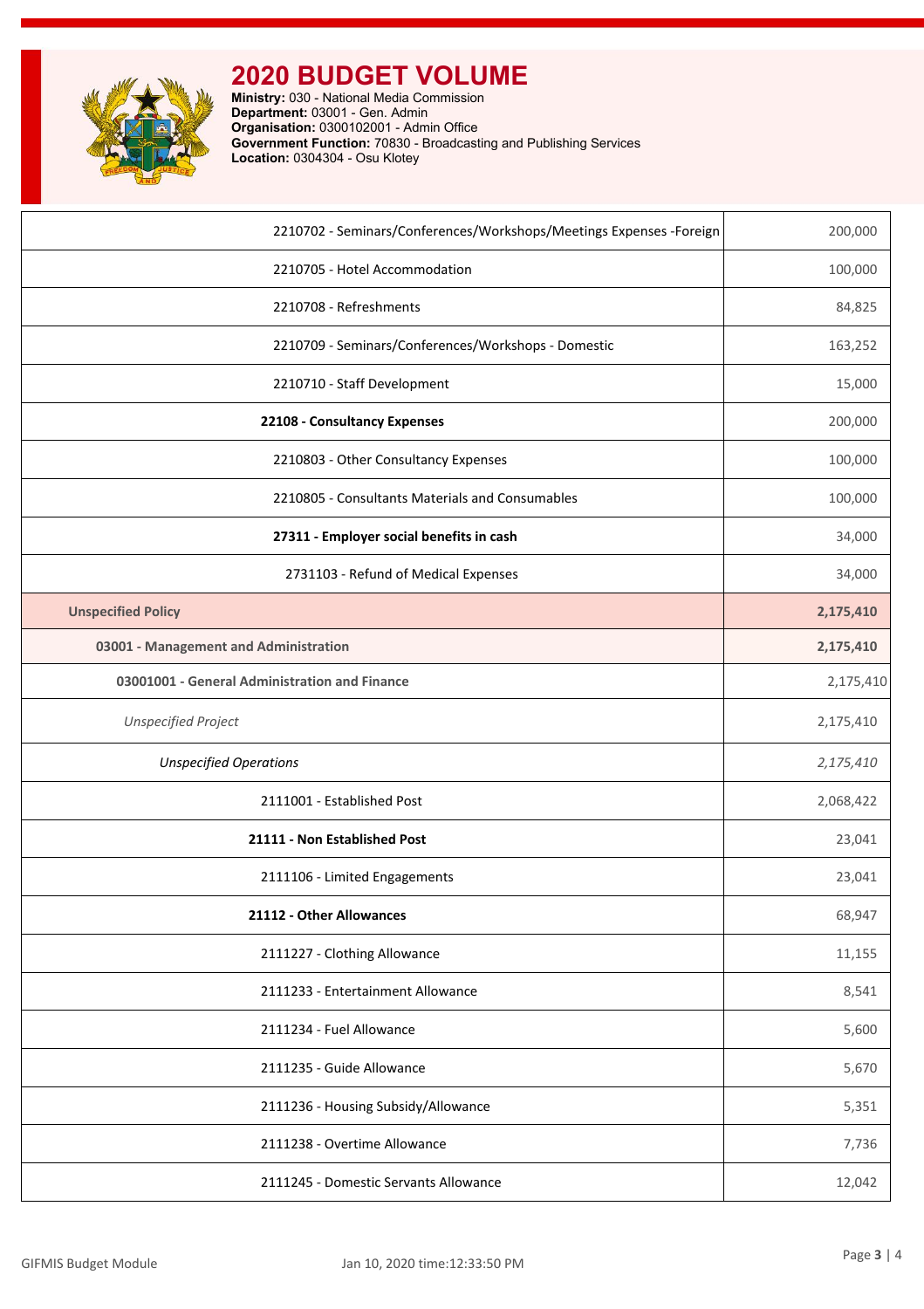# 2020 BUDGET VOLUME

**Ministry:** 030 - National Media Commission
**Department:** 03001 - Gen. Admin
**Organisation:** 0300102001 - Admin Office
**Government Function:** 70830 - Broadcasting and Publishing Services
**Location:** 0304304 - Osu Klotey

| | |
|---|---|
| 2210702 - Seminars/Conferences/Workshops/Meetings Expenses -Foreign | 200,000 |
| 2210705 - Hotel Accommodation | 100,000 |
| 2210708 - Refreshments | 84,825 |
| 2210709 - Seminars/Conferences/Workshops - Domestic | 163,252 |
| 2210710 - Staff Development | 15,000 |
| **22108 - Consultancy Expenses** | 200,000 |
| 2210803 - Other Consultancy Expenses | 100,000 |
| 2210805 - Consultants Materials and Consumables | 100,000 |
| **27311 - Employer social benefits in cash** | 34,000 |
| 2731103 - Refund of Medical Expenses | 34,000 |
| **Unspecified Policy** | **2,175,410** |
| **03001 - Management and Administration** | **2,175,410** |
| **03001001 - General Administration and Finance** | 2,175,410 |
| *Unspecified Project* | 2,175,410 |
| *Unspecified Operations* | *2,175,410* |
| 2111001 - Established Post | 2,068,422 |
| **21111 - Non Established Post** | 23,041 |
| 2111106 - Limited Engagements | 23,041 |
| **21112 - Other Allowances** | 68,947 |
| 2111227 - Clothing Allowance | 11,155 |
| 2111233 - Entertainment Allowance | 8,541 |
| 2111234 - Fuel Allowance | 5,600 |
| 2111235 - Guide Allowance | 5,670 |
| 2111236 - Housing Subsidy/Allowance | 5,351 |
| 2111238 - Overtime Allowance | 7,736 |
| 2111245 - Domestic Servants Allowance | 12,042 |

GIFMIS Budget Module — Jan 10, 2020 time:12:33:50 PM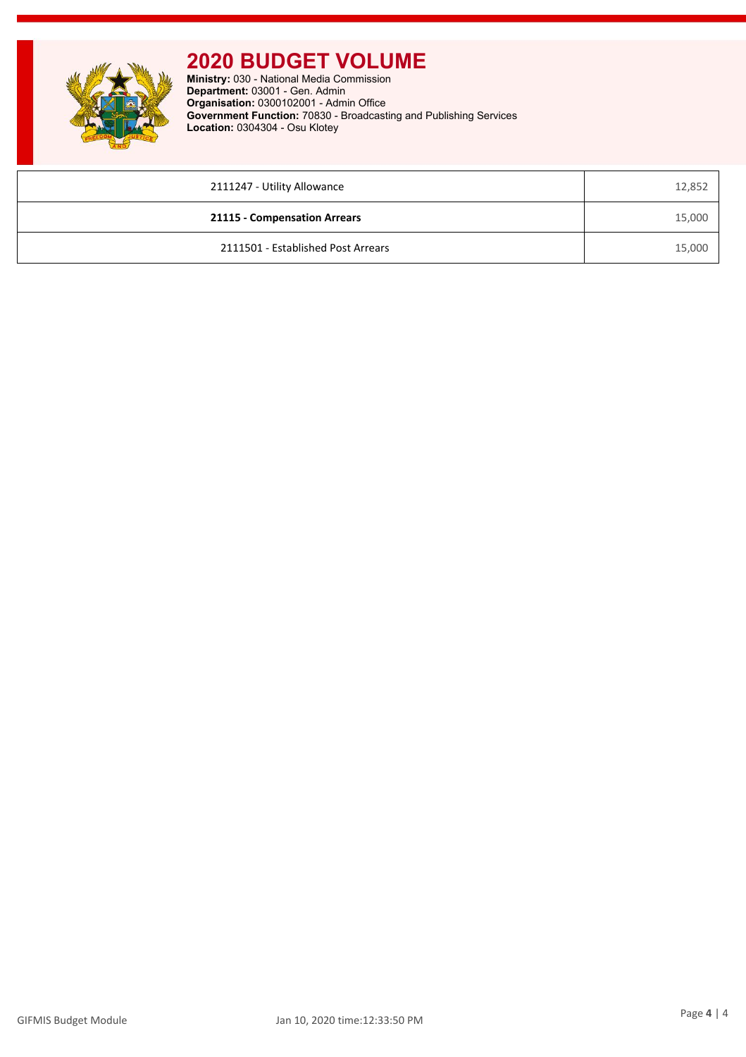# 2020 BUDGET VOLUME

**Ministry:** 030 - National Media Commission
**Department:** 03001 - Gen. Admin
**Organisation:** 0300102001 - Admin Office
**Government Function:** 70830 - Broadcasting and Publishing Services
**Location:** 0304304 - Osu Klotey

| | |
|---|---|
| 2111247 - Utility Allowance | 12,852 |
| **21115 - Compensation Arrears** | 15,000 |
| 2111501 - Established Post Arrears | 15,000 |

GIFMIS Budget Module Jan 10, 2020 time:12:33:50 PM